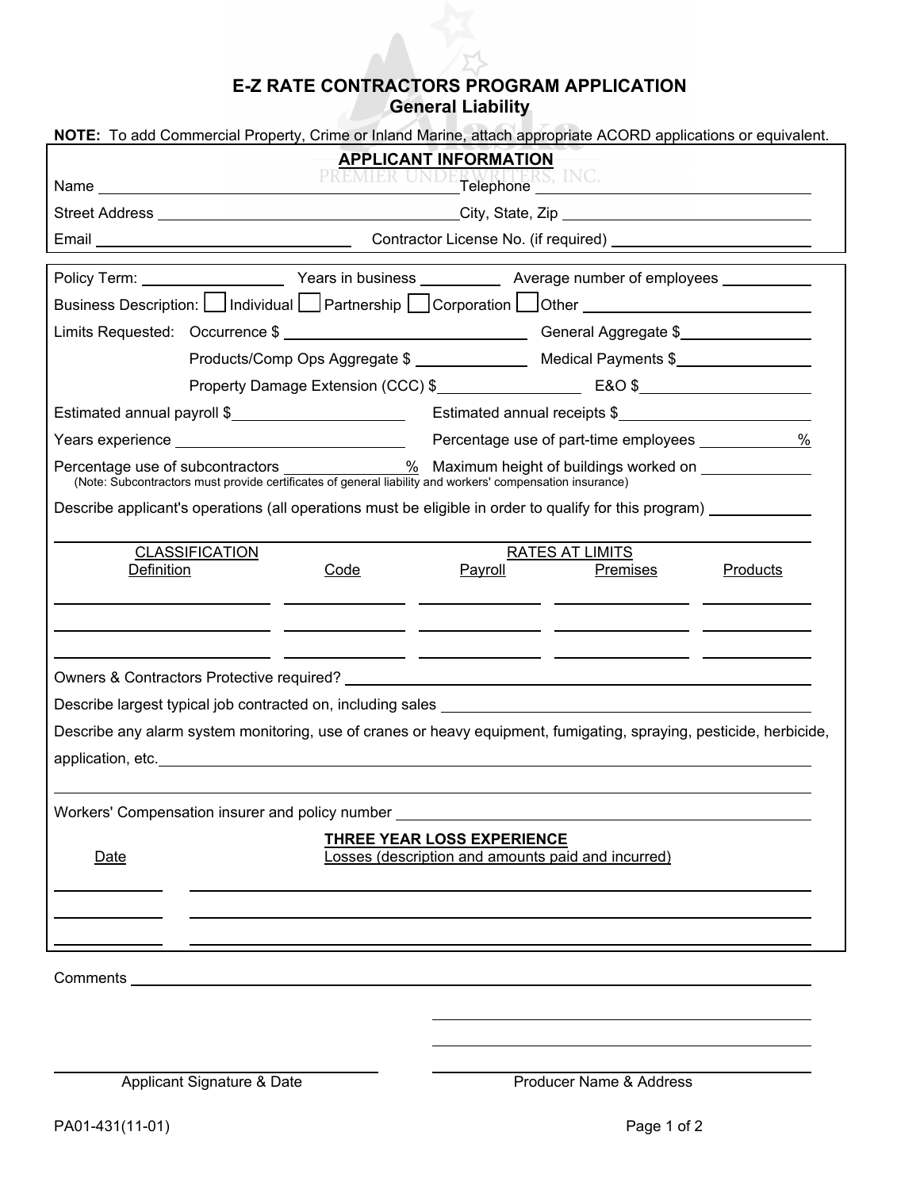# E-Z RATE CONTRACTORS PROGRAM APPLICATION
## General Liability

**NOTE:** To add Commercial Property, Crime or Inland Marine, attach appropriate ACORD applications or equivalent.

### APPLICANT INFORMATION

Name ______________________________ Telephone ______________________

Street Address ______________________________ City, State, Zip ______________________

Email ______________________ Contractor License No. (if required) ______________________

---

Policy Term: ____________ Years in business ________ Average number of employees ________

Business Description: ☐ Individual ☐ Partnership ☐ Corporation ☐ Other ______________________

Limits Requested: Occurrence $ ______________________ General Aggregate $______________

Products/Comp Ops Aggregate $ ____________ Medical Payments $______________

Property Damage Extension (CCC) $______________ E&O $______________

Estimated annual payroll $______________ Estimated annual receipts $______________

Years experience ______________ Percentage use of part-time employees ________ %

Percentage use of subcontractors ________ % Maximum height of buildings worked on ________

(Note: Subcontractors must provide certificates of general liability and workers' compensation insurance)

Describe applicant's operations (all operations must be eligible in order to qualify for this program) ________

| CLASSIFICATION | | RATES AT LIMITS | | |
|---|---|---|---|---|
| Definition | Code | Payroll | Premises | Products |
| | | | | |
| | | | | |
| | | | | |

Owners & Contractors Protective required? ______________________

Describe largest typical job contracted on, including sales ______________________

Describe any alarm system monitoring, use of cranes or heavy equipment, fumigating, spraying, pesticide, herbicide, application, etc. ______________________

Workers' Compensation insurer and policy number ______________________

### THREE YEAR LOSS EXPERIENCE

| Date | Losses (description and amounts paid and incurred) |
|---|---|
| | |
| | |
| | |

Comments ______________________

______________________ Applicant Signature & Date

______________________ Producer Name & Address

PA01-431(11-01)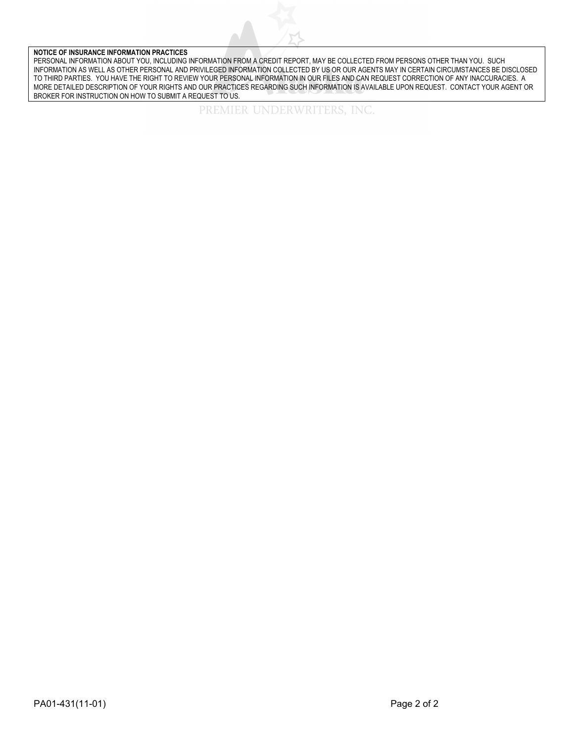**NOTICE OF INSURANCE INFORMATION PRACTICES**

PERSONAL INFORMATION ABOUT YOU, INCLUDING INFORMATION FROM A CREDIT REPORT, MAY BE COLLECTED FROM PERSONS OTHER THAN YOU. SUCH INFORMATION AS WELL AS OTHER PERSONAL AND PRIVILEGED INFORMATION COLLECTED BY US OR OUR AGENTS MAY IN CERTAIN CIRCUMSTANCES BE DISCLOSED TO THIRD PARTIES. YOU HAVE THE RIGHT TO REVIEW YOUR PERSONAL INFORMATION IN OUR FILES AND CAN REQUEST CORRECTION OF ANY INACCURACIES. A MORE DETAILED DESCRIPTION OF YOUR RIGHTS AND OUR PRACTICES REGARDING SUCH INFORMATION IS AVAILABLE UPON REQUEST. CONTACT YOUR AGENT OR BROKER FOR INSTRUCTION ON HOW TO SUBMIT A REQUEST TO US.

PA01-431(11-01)